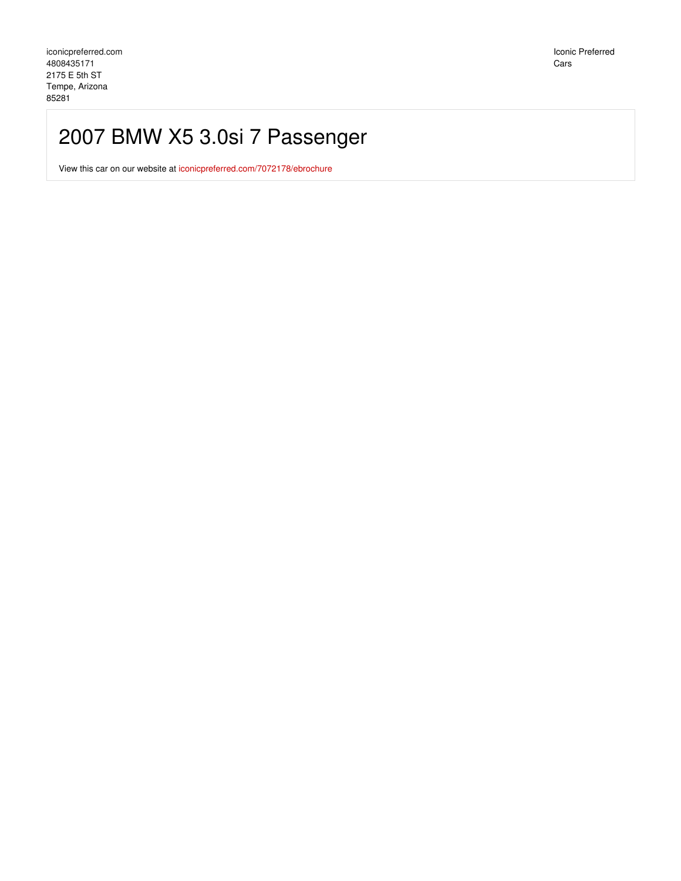iconicpreferred.com
4808435171
2175 E 5th ST
Tempe, Arizona
85281

Iconic Preferred
Cars

# 2007 BMW X5 3.0si 7 Passenger

View this car on our website at iconicpreferred.com/7072178/ebrochure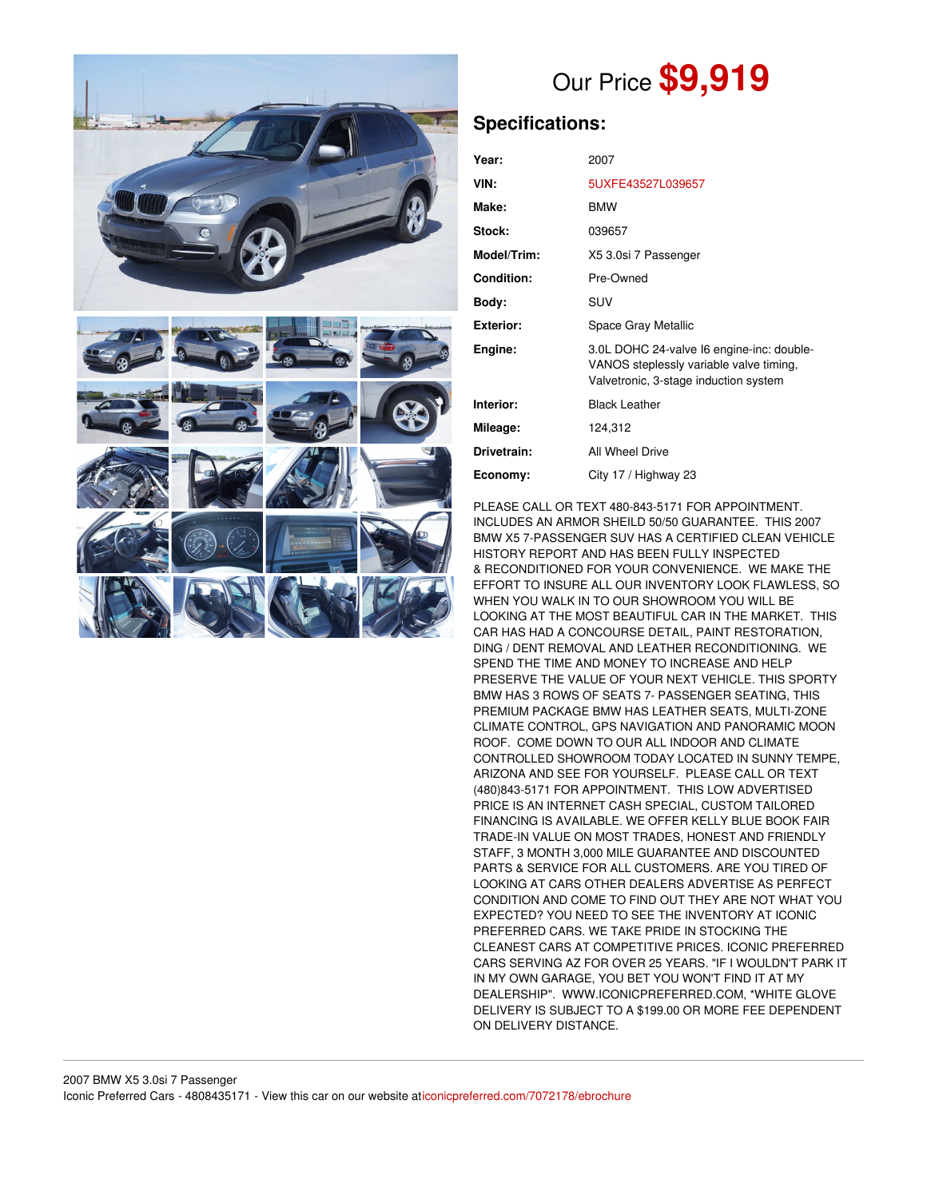# Our Price **$9,919**

## Specifications:

| | |
|---|---|
| **Year:** | 2007 |
| **VIN:** | 5UXFE43527L039657 |
| **Make:** | BMW |
| **Stock:** | 039657 |
| **Model/Trim:** | X5 3.0si 7 Passenger |
| **Condition:** | Pre-Owned |
| **Body:** | SUV |
| **Exterior:** | Space Gray Metallic |
| **Engine:** | 3.0L DOHC 24-valve I6 engine-inc: double-VANOS steplessly variable valve timing, Valvetronic, 3-stage induction system |
| **Interior:** | Black Leather |
| **Mileage:** | 124,312 |
| **Drivetrain:** | All Wheel Drive |
| **Economy:** | City 17 / Highway 23 |

PLEASE CALL OR TEXT 480-843-5171 FOR APPOINTMENT. INCLUDES AN ARMOR SHEILD 50/50 GUARANTEE. THIS 2007 BMW X5 7-PASSENGER SUV HAS A CERTIFIED CLEAN VEHICLE HISTORY REPORT AND HAS BEEN FULLY INSPECTED & RECONDITIONED FOR YOUR CONVENIENCE. WE MAKE THE EFFORT TO INSURE ALL OUR INVENTORY LOOK FLAWLESS, SO WHEN YOU WALK IN TO OUR SHOWROOM YOU WILL BE LOOKING AT THE MOST BEAUTIFUL CAR IN THE MARKET. THIS CAR HAS HAD A CONCOURSE DETAIL, PAINT RESTORATION, DING / DENT REMOVAL AND LEATHER RECONDITIONING. WE SPEND THE TIME AND MONEY TO INCREASE AND HELP PRESERVE THE VALUE OF YOUR NEXT VEHICLE. THIS SPORTY BMW HAS 3 ROWS OF SEATS 7- PASSENGER SEATING, THIS PREMIUM PACKAGE BMW HAS LEATHER SEATS, MULTI-ZONE CLIMATE CONTROL, GPS NAVIGATION AND PANORAMIC MOON ROOF. COME DOWN TO OUR ALL INDOOR AND CLIMATE CONTROLLED SHOWROOM TODAY LOCATED IN SUNNY TEMPE, ARIZONA AND SEE FOR YOURSELF. PLEASE CALL OR TEXT (480)843-5171 FOR APPOINTMENT. THIS LOW ADVERTISED PRICE IS AN INTERNET CASH SPECIAL, CUSTOM TAILORED FINANCING IS AVAILABLE. WE OFFER KELLY BLUE BOOK FAIR TRADE-IN VALUE ON MOST TRADES, HONEST AND FRIENDLY STAFF, 3 MONTH 3,000 MILE GUARANTEE AND DISCOUNTED PARTS & SERVICE FOR ALL CUSTOMERS. ARE YOU TIRED OF LOOKING AT CARS OTHER DEALERS ADVERTISE AS PERFECT CONDITION AND COME TO FIND OUT THEY ARE NOT WHAT YOU EXPECTED? YOU NEED TO SEE THE INVENTORY AT ICONIC PREFERRED CARS. WE TAKE PRIDE IN STOCKING THE CLEANEST CARS AT COMPETITIVE PRICES. ICONIC PREFERRED CARS SERVING AZ FOR OVER 25 YEARS. "IF I WOULDN'T PARK IT IN MY OWN GARAGE, YOU BET YOU WON'T FIND IT AT MY DEALERSHIP". WWW.ICONICPREFERRED.COM, *WHITE GLOVE DELIVERY IS SUBJECT TO A $199.00 OR MORE FEE DEPENDENT ON DELIVERY DISTANCE.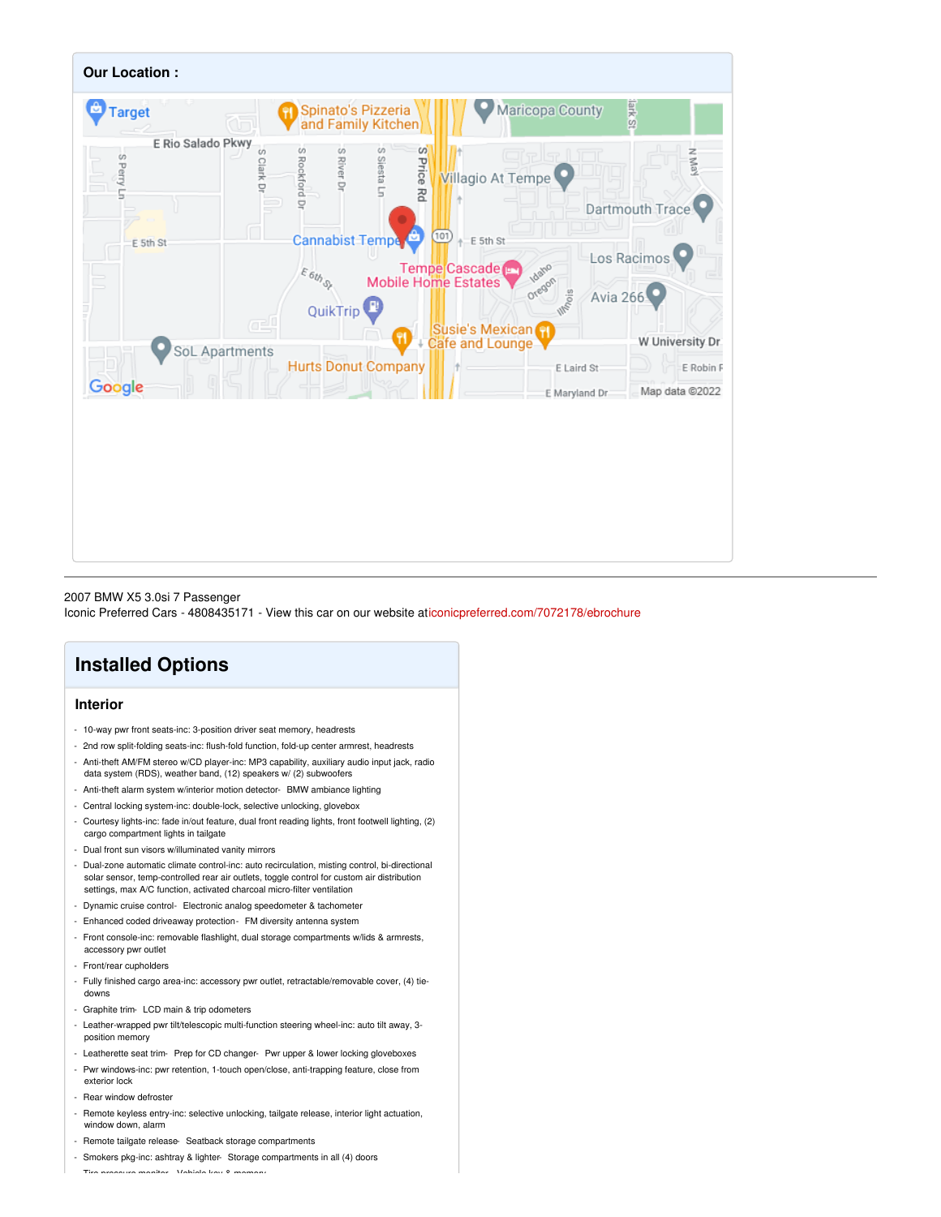## Our Location :

2007 BMW X5 3.0si 7 Passenger
Iconic Preferred Cars - 4808435171 - View this car on our website aticonicpreferred.com/7072178/ebrochure

## Installed Options

### Interior

- 10-way pwr front seats-inc: 3-position driver seat memory, headrests
- 2nd row split-folding seats-inc: flush-fold function, fold-up center armrest, headrests
- Anti-theft AM/FM stereo w/CD player-inc: MP3 capability, auxiliary audio input jack, radio data system (RDS), weather band, (12) speakers w/ (2) subwoofers
- Anti-theft alarm system w/interior motion detector- BMW ambiance lighting
- Central locking system-inc: double-lock, selective unlocking, glovebox
- Courtesy lights-inc: fade in/out feature, dual front reading lights, front footwell lighting, (2) cargo compartment lights in tailgate
- Dual front sun visors w/illuminated vanity mirrors
- Dual-zone automatic climate control-inc: auto recirculation, misting control, bi-directional solar sensor, temp-controlled rear air outlets, toggle control for custom air distribution settings, max A/C function, activated charcoal micro-filter ventilation
- Dynamic cruise control- Electronic analog speedometer & tachometer
- Enhanced coded driveaway protection- FM diversity antenna system
- Front console-inc: removable flashlight, dual storage compartments w/lids & armrests, accessory pwr outlet
- Front/rear cupholders
- Fully finished cargo area-inc: accessory pwr outlet, retractable/removable cover, (4) tie-downs
- Graphite trim- LCD main & trip odometers
- Leather-wrapped pwr tilt/telescopic multi-function steering wheel-inc: auto tilt away, 3-position memory
- Leatherette seat trim- Prep for CD changer- Pwr upper & lower locking gloveboxes
- Pwr windows-inc: pwr retention, 1-touch open/close, anti-trapping feature, close from exterior lock
- Rear window defroster
- Remote keyless entry-inc: selective unlocking, tailgate release, interior light actuation, window down, alarm
- Remote tailgate release- Seatback storage compartments
- Smokers pkg-inc: ashtray & lighter- Storage compartments in all (4) doors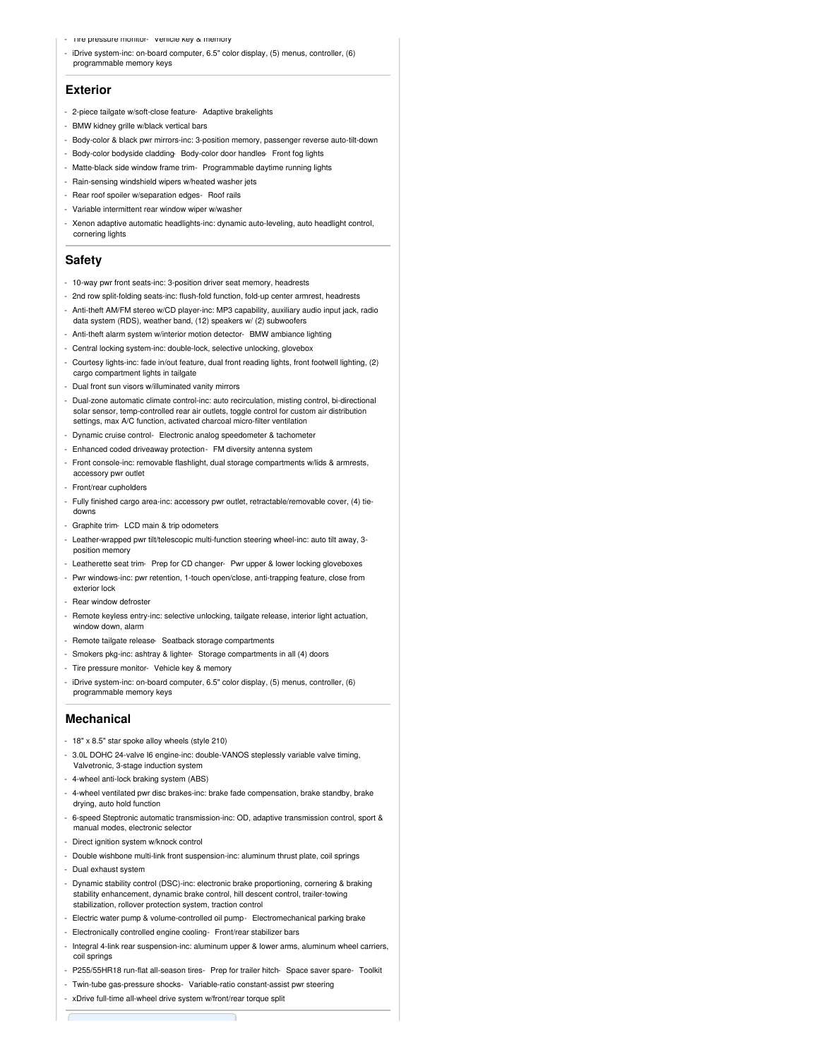- Tire pressure monitor- Vehicle key & memory
- iDrive system-inc: on-board computer, 6.5" color display, (5) menus, controller, (6) programmable memory keys

## Exterior

- 2-piece tailgate w/soft-close feature- Adaptive brakelights
- BMW kidney grille w/black vertical bars
- Body-color & black pwr mirrors-inc: 3-position memory, passenger reverse auto-tilt-down
- Body-color bodyside cladding- Body-color door handles- Front fog lights
- Matte-black side window frame trim- Programmable daytime running lights
- Rain-sensing windshield wipers w/heated washer jets
- Rear roof spoiler w/separation edges- Roof rails
- Variable intermittent rear window wiper w/washer
- Xenon adaptive automatic headlights-inc: dynamic auto-leveling, auto headlight control, cornering lights

## Safety

- 10-way pwr front seats-inc: 3-position driver seat memory, headrests
- 2nd row split-folding seats-inc: flush-fold function, fold-up center armrest, headrests
- Anti-theft AM/FM stereo w/CD player-inc: MP3 capability, auxiliary audio input jack, radio data system (RDS), weather band, (12) speakers w/ (2) subwoofers
- Anti-theft alarm system w/interior motion detector- BMW ambiance lighting
- Central locking system-inc: double-lock, selective unlocking, glovebox
- Courtesy lights-inc: fade in/out feature, dual front reading lights, front footwell lighting, (2) cargo compartment lights in tailgate
- Dual front sun visors w/illuminated vanity mirrors
- Dual-zone automatic climate control-inc: auto recirculation, misting control, bi-directional solar sensor, temp-controlled rear air outlets, toggle control for custom air distribution settings, max A/C function, activated charcoal micro-filter ventilation
- Dynamic cruise control- Electronic analog speedometer & tachometer
- Enhanced coded driveaway protection- FM diversity antenna system
- Front console-inc: removable flashlight, dual storage compartments w/lids & armrests, accessory pwr outlet
- Front/rear cupholders
- Fully finished cargo area-inc: accessory pwr outlet, retractable/removable cover, (4) tie-downs
- Graphite trim- LCD main & trip odometers
- Leather-wrapped pwr tilt/telescopic multi-function steering wheel-inc: auto tilt away, 3-position memory
- Leatherette seat trim- Prep for CD changer- Pwr upper & lower locking gloveboxes
- Pwr windows-inc: pwr retention, 1-touch open/close, anti-trapping feature, close from exterior lock
- Rear window defroster
- Remote keyless entry-inc: selective unlocking, tailgate release, interior light actuation, window down, alarm
- Remote tailgate release- Seatback storage compartments
- Smokers pkg-inc: ashtray & lighter- Storage compartments in all (4) doors
- Tire pressure monitor- Vehicle key & memory
- iDrive system-inc: on-board computer, 6.5" color display, (5) menus, controller, (6) programmable memory keys

## Mechanical

- 18" x 8.5" star spoke alloy wheels (style 210)
- 3.0L DOHC 24-valve I6 engine-inc: double-VANOS steplessly variable valve timing, Valvetronic, 3-stage induction system
- 4-wheel anti-lock braking system (ABS)
- 4-wheel ventilated pwr disc brakes-inc: brake fade compensation, brake standby, brake drying, auto hold function
- 6-speed Steptronic automatic transmission-inc: OD, adaptive transmission control, sport & manual modes, electronic selector
- Direct ignition system w/knock control
- Double wishbone multi-link front suspension-inc: aluminum thrust plate, coil springs
- Dual exhaust system
- Dynamic stability control (DSC)-inc: electronic brake proportioning, cornering & braking stability enhancement, dynamic brake control, hill descent control, trailer-towing stabilization, rollover protection system, traction control
- Electric water pump & volume-controlled oil pump- Electromechanical parking brake
- Electronically controlled engine cooling- Front/rear stabilizer bars
- Integral 4-link rear suspension-inc: aluminum upper & lower arms, aluminum wheel carriers, coil springs
- P255/55HR18 run-flat all-season tires- Prep for trailer hitch- Space saver spare- Toolkit
- Twin-tube gas-pressure shocks- Variable-ratio constant-assist pwr steering
- xDrive full-time all-wheel drive system w/front/rear torque split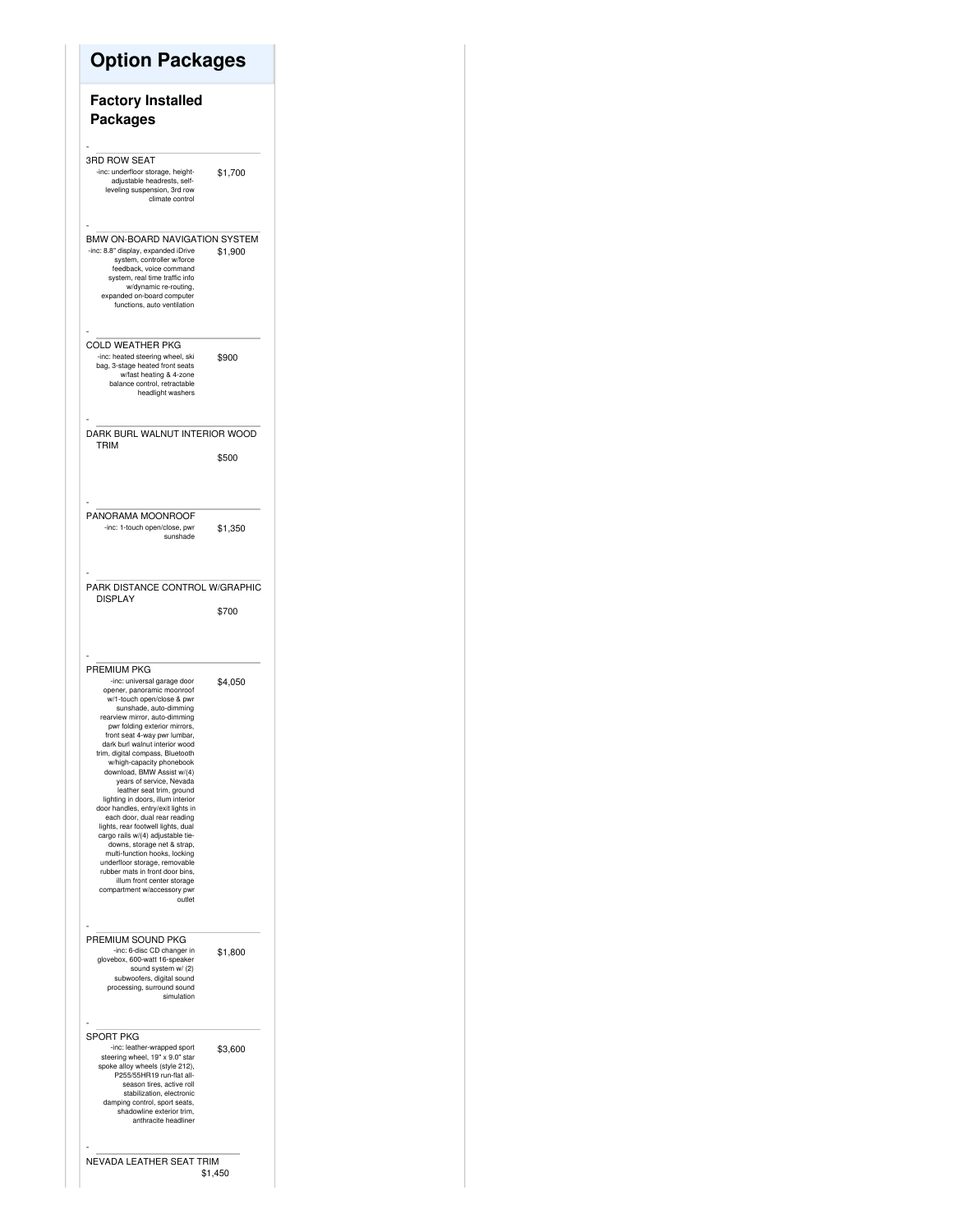# Option Packages

## Factory Installed Packages

| Package | Price |
| --- | --- |
| **3RD ROW SEAT**<br>-inc: underfloor storage, height-adjustable headrests, self-leveling suspension, 3rd row climate control | $1,700 |
| **BMW ON-BOARD NAVIGATION SYSTEM**<br>-inc: 8.8" display, expanded iDrive system, controller w/force feedback, voice command system, real time traffic info w/dynamic re-routing, expanded on-board computer functions, auto ventilation | $1,900 |
| **COLD WEATHER PKG**<br>-inc: heated steering wheel, ski bag, 3-stage heated front seats w/fast heating & 4-zone balance control, retractable headlight washers | $900 |
| **DARK BURL WALNUT INTERIOR WOOD TRIM** | $500 |
| **PANORAMA MOONROOF**<br>-inc: 1-touch open/close, pwr sunshade | $1,350 |
| **PARK DISTANCE CONTROL W/GRAPHIC DISPLAY** | $700 |
| **PREMIUM PKG**<br>-inc: universal garage door opener, panoramic moonroof w/1-touch open/close & pwr sunshade, auto-dimming rearview mirror, auto-dimming pwr folding exterior mirrors, front seat 4-way pwr lumbar, dark burl walnut interior wood trim, digital compass, Bluetooth w/high-capacity phonebook download, BMW Assist w/(4) years of service, Nevada leather seat trim, ground lighting in doors, illum interior door handles, entry/exit lights in each door, dual rear reading lights, rear footwell lights, dual cargo rails w/(4) adjustable tie-downs, storage net & strap, multi-function hooks, locking underfloor storage, removable rubber mats in front door bins, illum front center storage compartment w/accessory pwr outlet | $4,050 |
| **PREMIUM SOUND PKG**<br>-inc: 6-disc CD changer in glovebox, 600-watt 16-speaker sound system w/ (2) subwoofers, digital sound processing, surround sound simulation | $1,800 |
| **SPORT PKG**<br>-inc: leather-wrapped sport steering wheel, 19" x 9.0" star spoke alloy wheels (style 212), P255/55HR19 run-flat all-season tires, active roll stabilization, electronic damping control, sport seats, shadowline exterior trim, anthracite headliner | $3,600 |
| **NEVADA LEATHER SEAT TRIM** | $1,450 |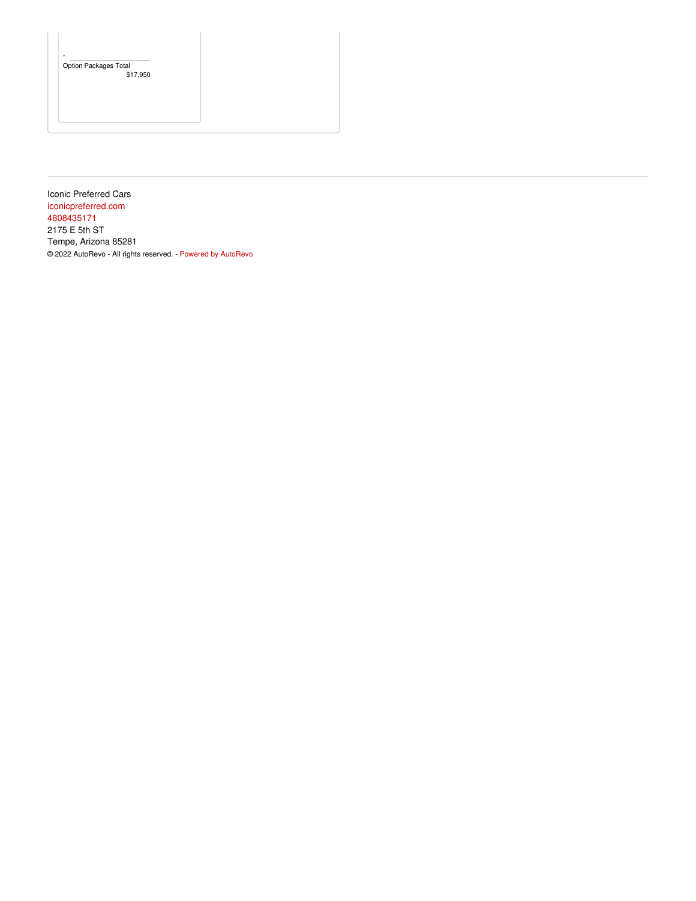-

Option Packages Total

$17,950

---

Iconic Preferred Cars
iconicpreferred.com
4808435171
2175 E 5th ST
Tempe, Arizona 85281
© 2022 AutoRevo - All rights reserved. - Powered by AutoRevo